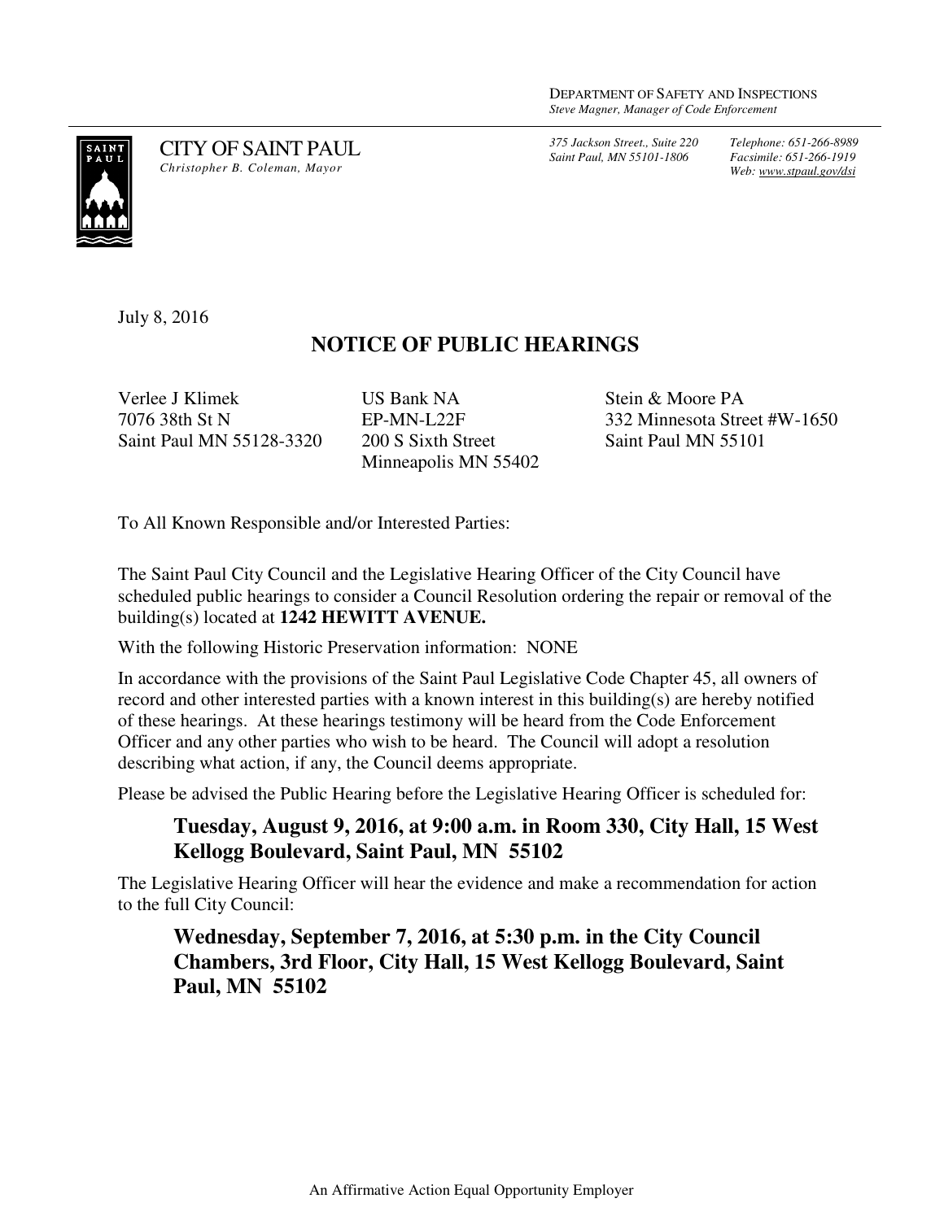DEPARTMENT OF SAFETY AND INSPECTIONS
*Steve Magner, Manager of Code Enforcement*

CITY OF SAINT PAUL
*Christopher B. Coleman, Mayor*

*375 Jackson Street., Suite 220*
*Saint Paul, MN 55101-1806*

*Telephone: 651-266-8989*
*Facsimile: 651-266-1919*
*Web: www.stpaul.gov/dsi*

July 8, 2016

## NOTICE OF PUBLIC HEARINGS

Verlee J Klimek
7076 38th St N
Saint Paul MN 55128-3320

US Bank NA
EP-MN-L22F
200 S Sixth Street
Minneapolis MN 55402

Stein & Moore PA
332 Minnesota Street #W-1650
Saint Paul MN 55101

To All Known Responsible and/or Interested Parties:

The Saint Paul City Council and the Legislative Hearing Officer of the City Council have scheduled public hearings to consider a Council Resolution ordering the repair or removal of the building(s) located at **1242 HEWITT AVENUE.**

With the following Historic Preservation information: NONE

In accordance with the provisions of the Saint Paul Legislative Code Chapter 45, all owners of record and other interested parties with a known interest in this building(s) are hereby notified of these hearings. At these hearings testimony will be heard from the Code Enforcement Officer and any other parties who wish to be heard. The Council will adopt a resolution describing what action, if any, the Council deems appropriate.

Please be advised the Public Hearing before the Legislative Hearing Officer is scheduled for:

**Tuesday, August 9, 2016, at 9:00 a.m. in Room 330, City Hall, 15 West Kellogg Boulevard, Saint Paul, MN 55102**

The Legislative Hearing Officer will hear the evidence and make a recommendation for action to the full City Council:

**Wednesday, September 7, 2016, at 5:30 p.m. in the City Council Chambers, 3rd Floor, City Hall, 15 West Kellogg Boulevard, Saint Paul, MN 55102**

An Affirmative Action Equal Opportunity Employer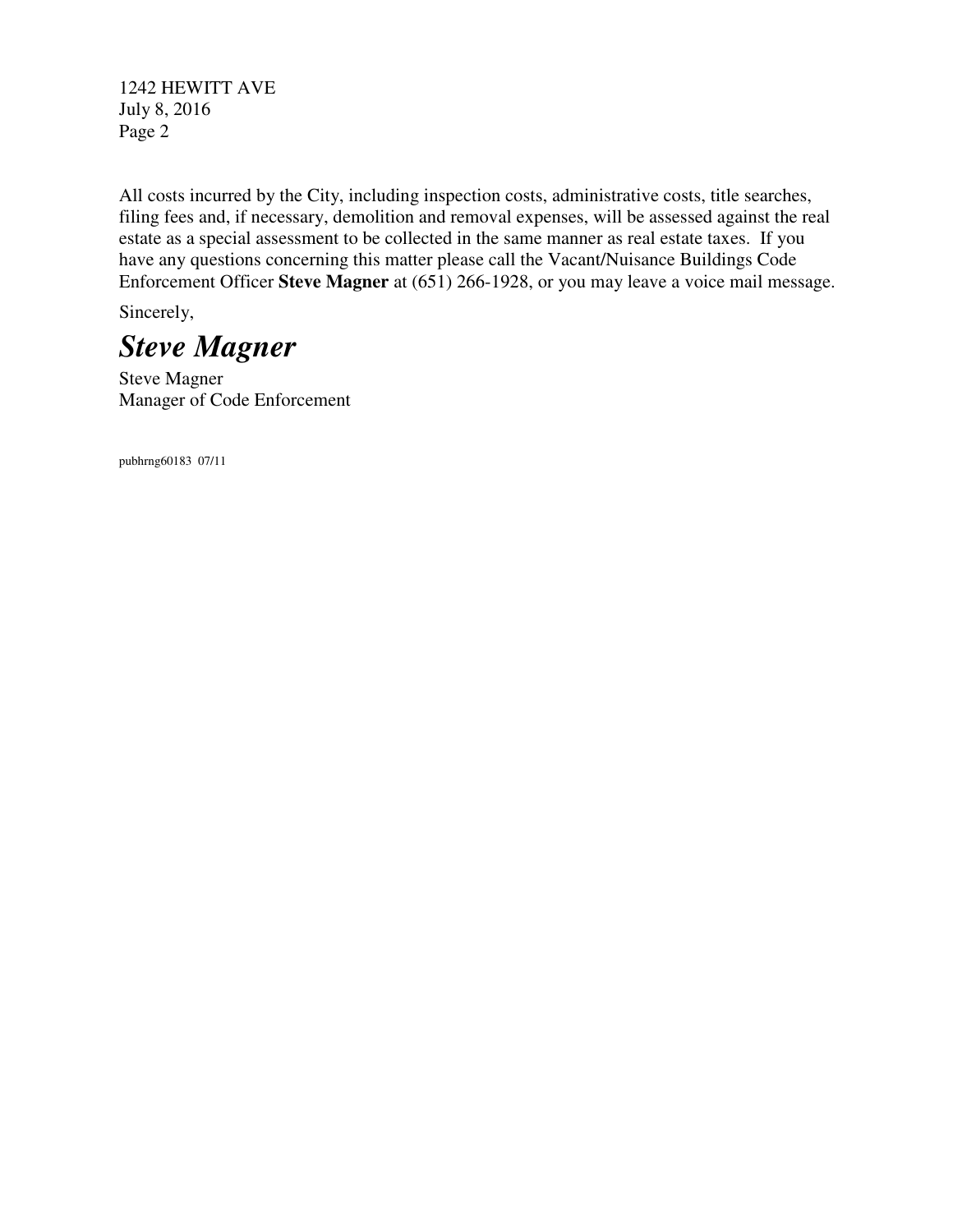All costs incurred by the City, including inspection costs, administrative costs, title searches, filing fees and, if necessary, demolition and removal expenses, will be assessed against the real estate as a special assessment to be collected in the same manner as real estate taxes. If you have any questions concerning this matter please call the Vacant/Nuisance Buildings Code Enforcement Officer **Steve Magner** at (651) 266-1928, or you may leave a voice mail message.

Sincerely,

***Steve Magner***

Steve Magner
Manager of Code Enforcement

pubhrng60183 07/11